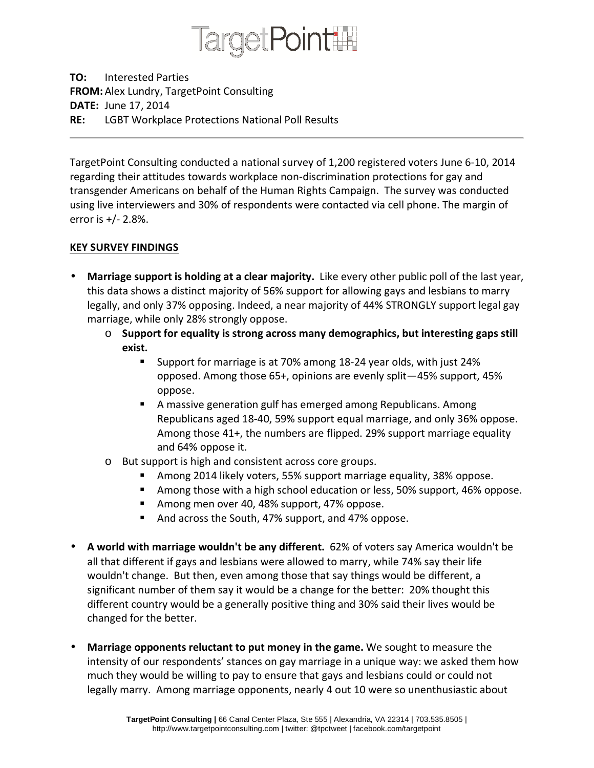# TargetPoint

**TO:** Interested Parties
**FROM:** Alex Lundry, TargetPoint Consulting
**DATE:** June 17, 2014
**RE:** LGBT Workplace Protections National Poll Results

---

TargetPoint Consulting conducted a national survey of 1,200 registered voters June 6-10, 2014 regarding their attitudes towards workplace non-discrimination protections for gay and transgender Americans on behalf of the Human Rights Campaign. The survey was conducted using live interviewers and 30% of respondents were contacted via cell phone. The margin of error is +/- 2.8%.

**KEY SURVEY FINDINGS**

- **Marriage support is holding at a clear majority.** Like every other public poll of the last year, this data shows a distinct majority of 56% support for allowing gays and lesbians to marry legally, and only 37% opposing. Indeed, a near majority of 44% STRONGLY support legal gay marriage, while only 28% strongly oppose.
  - **Support for equality is strong across many demographics, but interesting gaps still exist.**
    - Support for marriage is at 70% among 18-24 year olds, with just 24% opposed. Among those 65+, opinions are evenly split—45% support, 45% oppose.
    - A massive generation gulf has emerged among Republicans. Among Republicans aged 18-40, 59% support equal marriage, and only 36% oppose. Among those 41+, the numbers are flipped. 29% support marriage equality and 64% oppose it.
  - But support is high and consistent across core groups.
    - Among 2014 likely voters, 55% support marriage equality, 38% oppose.
    - Among those with a high school education or less, 50% support, 46% oppose.
    - Among men over 40, 48% support, 47% oppose.
    - And across the South, 47% support, and 47% oppose.

- **A world with marriage wouldn't be any different.** 62% of voters say America wouldn't be all that different if gays and lesbians were allowed to marry, while 74% say their life wouldn't change. But then, even among those that say things would be different, a significant number of them say it would be a change for the better: 20% thought this different country would be a generally positive thing and 30% said their lives would be changed for the better.

- **Marriage opponents reluctant to put money in the game.** We sought to measure the intensity of our respondents' stances on gay marriage in a unique way: we asked them how much they would be willing to pay to ensure that gays and lesbians could or could not legally marry. Among marriage opponents, nearly 4 out 10 were so unenthusiastic about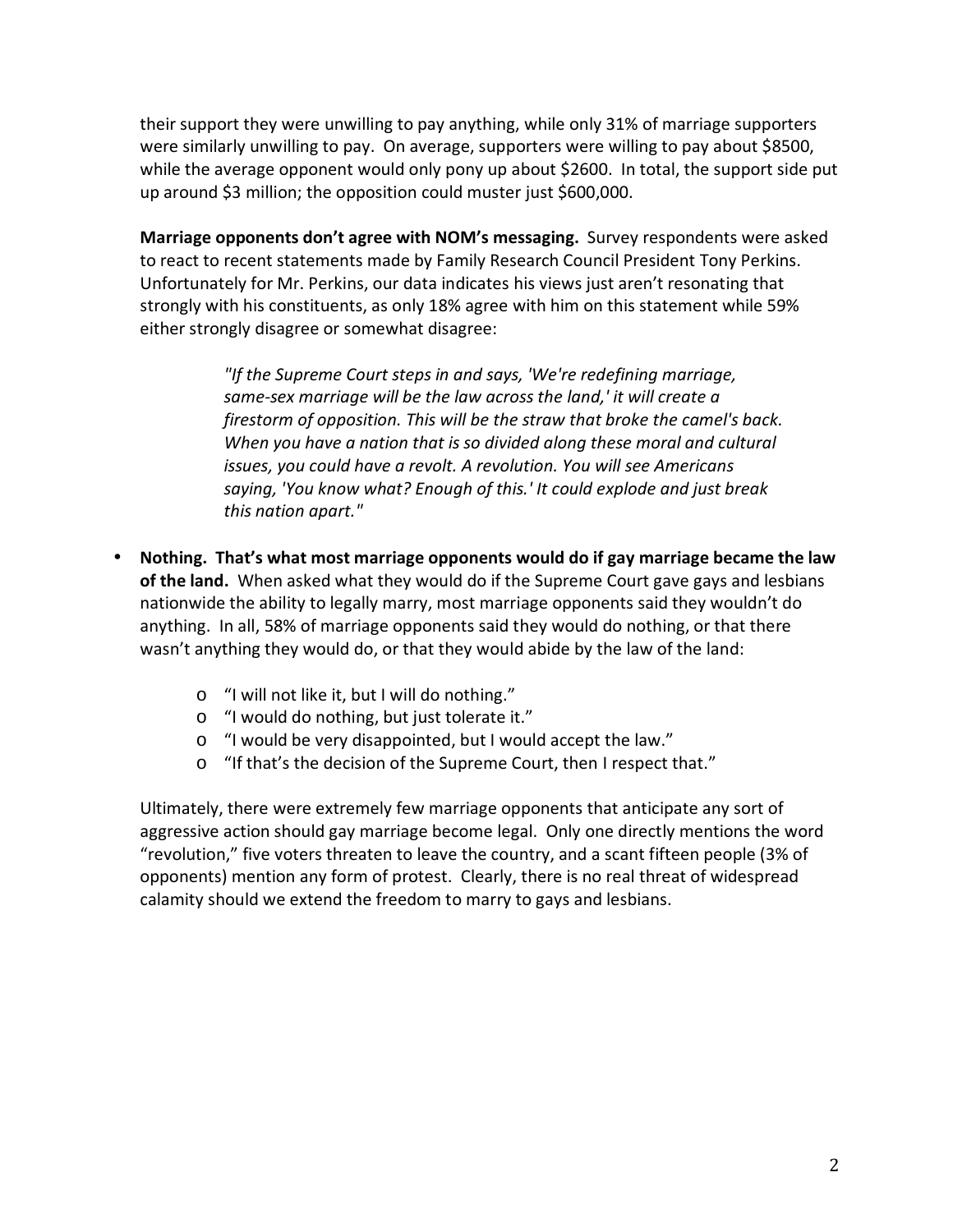their support they were unwilling to pay anything, while only 31% of marriage supporters were similarly unwilling to pay. On average, supporters were willing to pay about $8500, while the average opponent would only pony up about $2600. In total, the support side put up around $3 million; the opposition could muster just $600,000.

**Marriage opponents don't agree with NOM's messaging.** Survey respondents were asked to react to recent statements made by Family Research Council President Tony Perkins. Unfortunately for Mr. Perkins, our data indicates his views just aren't resonating that strongly with his constituents, as only 18% agree with him on this statement while 59% either strongly disagree or somewhat disagree:

> *"If the Supreme Court steps in and says, 'We're redefining marriage, same-sex marriage will be the law across the land,' it will create a firestorm of opposition. This will be the straw that broke the camel's back. When you have a nation that is so divided along these moral and cultural issues, you could have a revolt. A revolution. You will see Americans saying, 'You know what? Enough of this.' It could explode and just break this nation apart."*

- **Nothing. That's what most marriage opponents would do if gay marriage became the law of the land.** When asked what they would do if the Supreme Court gave gays and lesbians nationwide the ability to legally marry, most marriage opponents said they wouldn't do anything. In all, 58% of marriage opponents said they would do nothing, or that there wasn't anything they would do, or that they would abide by the law of the land:
  - "I will not like it, but I will do nothing."
  - "I would do nothing, but just tolerate it."
  - "I would be very disappointed, but I would accept the law."
  - "If that's the decision of the Supreme Court, then I respect that."

  Ultimately, there were extremely few marriage opponents that anticipate any sort of aggressive action should gay marriage become legal. Only one directly mentions the word "revolution," five voters threaten to leave the country, and a scant fifteen people (3% of opponents) mention any form of protest. Clearly, there is no real threat of widespread calamity should we extend the freedom to marry to gays and lesbians.